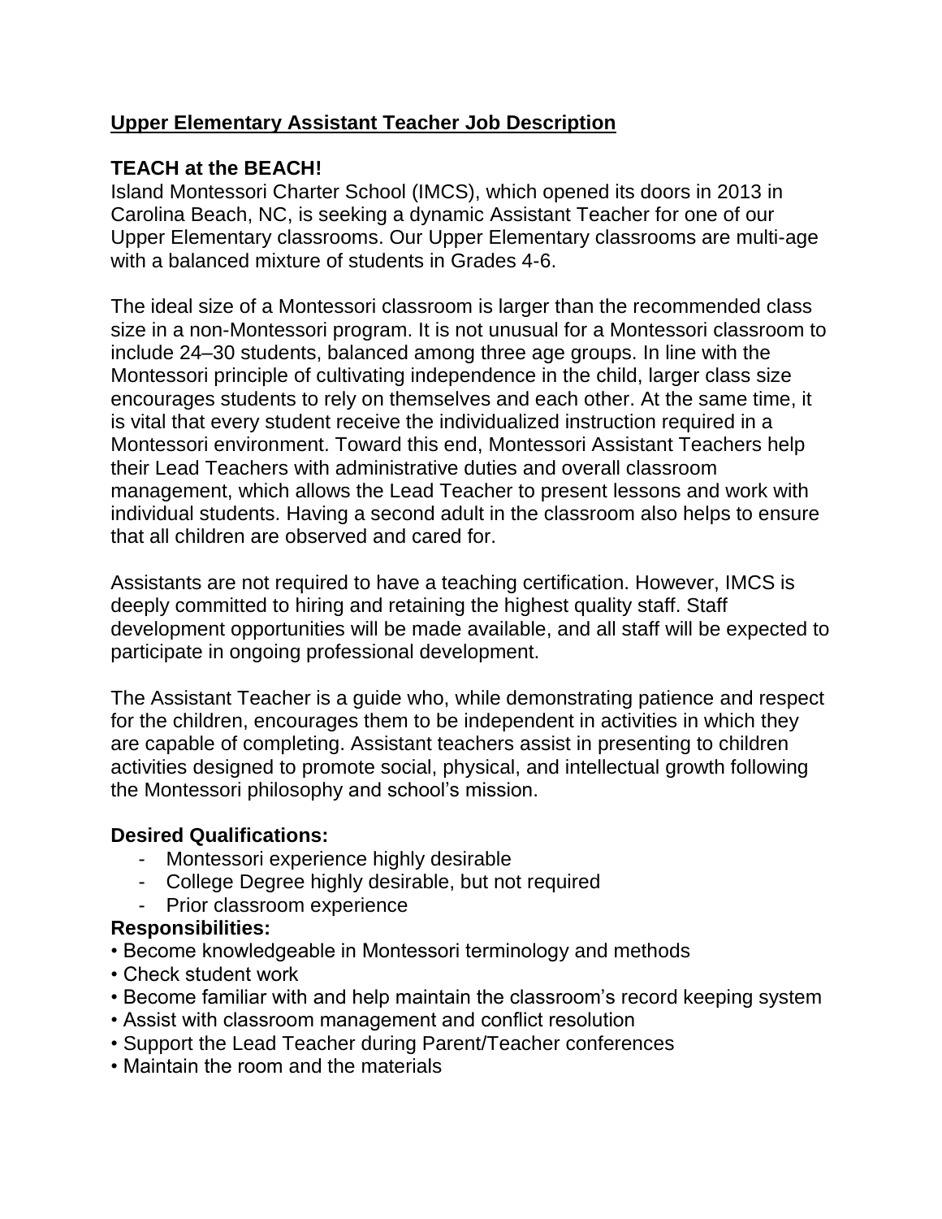## Upper Elementary Assistant Teacher Job Description

**TEACH at the BEACH!**

Island Montessori Charter School (IMCS), which opened its doors in 2013 in Carolina Beach, NC, is seeking a dynamic Assistant Teacher for one of our Upper Elementary classrooms. Our Upper Elementary classrooms are multi-age with a balanced mixture of students in Grades 4-6.

The ideal size of a Montessori classroom is larger than the recommended class size in a non-Montessori program. It is not unusual for a Montessori classroom to include 24–30 students, balanced among three age groups. In line with the Montessori principle of cultivating independence in the child, larger class size encourages students to rely on themselves and each other. At the same time, it is vital that every student receive the individualized instruction required in a Montessori environment. Toward this end, Montessori Assistant Teachers help their Lead Teachers with administrative duties and overall classroom management, which allows the Lead Teacher to present lessons and work with individual students. Having a second adult in the classroom also helps to ensure that all children are observed and cared for.

Assistants are not required to have a teaching certification. However, IMCS is deeply committed to hiring and retaining the highest quality staff. Staff development opportunities will be made available, and all staff will be expected to participate in ongoing professional development.

The Assistant Teacher is a guide who, while demonstrating patience and respect for the children, encourages them to be independent in activities in which they are capable of completing. Assistant teachers assist in presenting to children activities designed to promote social, physical, and intellectual growth following the Montessori philosophy and school's mission.

**Desired Qualifications:**

- Montessori experience highly desirable
- College Degree highly desirable, but not required
- Prior classroom experience

**Responsibilities:**

- Become knowledgeable in Montessori terminology and methods
- Check student work
- Become familiar with and help maintain the classroom's record keeping system
- Assist with classroom management and conflict resolution
- Support the Lead Teacher during Parent/Teacher conferences
- Maintain the room and the materials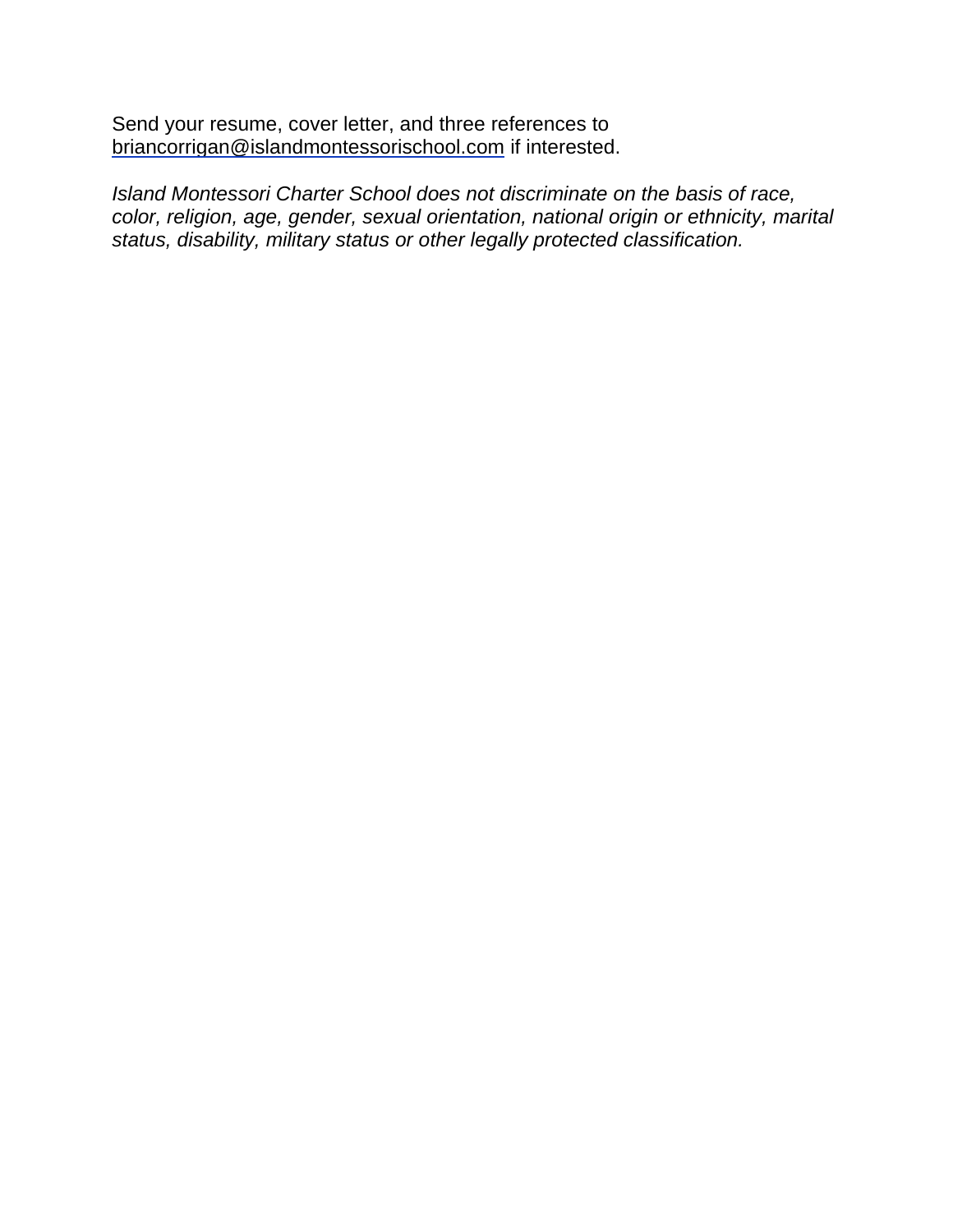Send your resume, cover letter, and three references to briancorrigan@islandmontessorischool.com if interested.

*Island Montessori Charter School does not discriminate on the basis of race, color, religion, age, gender, sexual orientation, national origin or ethnicity, marital status, disability, military status or other legally protected classification.*